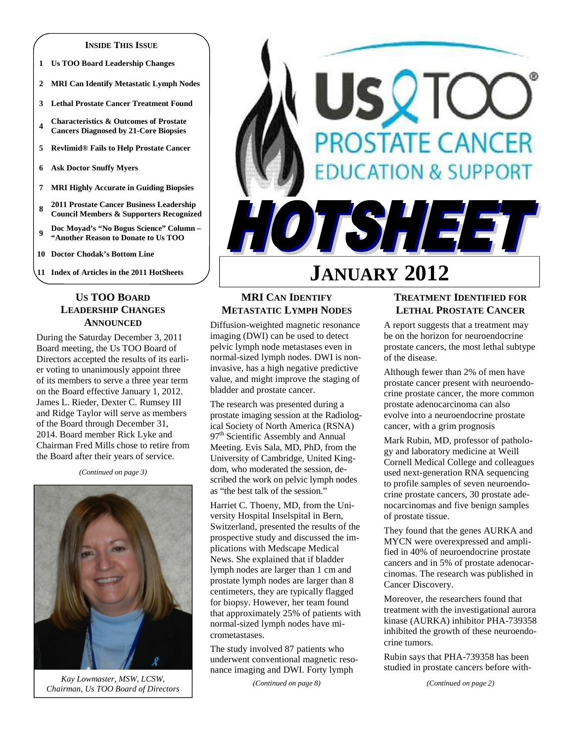**INSIDE THIS ISSUE**

1 Us TOO Board Leadership Changes
2 MRI Can Identify Metastatic Lymph Nodes
3 Lethal Prostate Cancer Treatment Found
4 Characteristics & Outcomes of Prostate Cancers Diagnosed by 21-Core Biopsies
5 Revlimid® Fails to Help Prostate Cancer
6 Ask Doctor Snuffy Myers
7 MRI Highly Accurate in Guiding Biopsies
8 2011 Prostate Cancer Business Leadership Council Members & Supporters Recognized
9 Doc Moyad's "No Bogus Science" Column – "Another Reason to Donate to Us TOO
10 Doctor Chodak's Bottom Line
11 Index of Articles in the 2011 HotSheets

# Us TOO PROSTATE CANCER EDUCATION & SUPPORT HOTSHEET

# JANUARY 2012

## US TOO BOARD LEADERSHIP CHANGES ANNOUNCED

During the Saturday December 3, 2011 Board meeting, the Us TOO Board of Directors accepted the results of its earlier voting to unanimously appoint three of its members to serve a three year term on the Board effective January 1, 2012. James L. Rieder, Dexter C. Rumsey III and Ridge Taylor will serve as members of the Board through December 31, 2014. Board member Rick Lyke and Chairman Fred Mills chose to retire from the Board after their years of service.

*(Continued on page 3)*

*Kay Lowmaster, MSW, LCSW, Chairman, Us TOO Board of Directors*

## MRI CAN IDENTIFY METASTATIC LYMPH NODES

Diffusion-weighted magnetic resonance imaging (DWI) can be used to detect pelvic lymph node metastases even in normal-sized lymph nodes. DWI is non-invasive, has a high negative predictive value, and might improve the staging of bladder and prostate cancer.

The research was presented during a prostate imaging session at the Radiological Society of North America (RSNA) 97th Scientific Assembly and Annual Meeting. Evis Sala, MD, PhD, from the University of Cambridge, United Kingdom, who moderated the session, described the work on pelvic lymph nodes as "the best talk of the session."

Harriet C. Thoeny, MD, from the University Hospital Inselspital in Bern, Switzerland, presented the results of the prospective study and discussed the implications with Medscape Medical News. She explained that if bladder lymph nodes are larger than 1 cm and prostate lymph nodes are larger than 8 centimeters, they are typically flagged for biopsy. However, her team found that approximately 25% of patients with normal-sized lymph nodes have micrometastases.

The study involved 87 patients who underwent conventional magnetic resonance imaging and DWI. Forty lymph

*(Continued on page 8)*

## TREATMENT IDENTIFIED FOR LETHAL PROSTATE CANCER

A report suggests that a treatment may be on the horizon for neuroendocrine prostate cancers, the most lethal subtype of the disease.

Although fewer than 2% of men have prostate cancer present with neuroendocrine prostate cancer, the more common prostate adenocarcinoma can also evolve into a neuroendocrine prostate cancer, with a grim prognosis

Mark Rubin, MD, professor of pathology and laboratory medicine at Weill Cornell Medical College and colleagues used next-generation RNA sequencing to profile samples of seven neuroendocrine prostate cancers, 30 prostate adenocarcinomas and five benign samples of prostate tissue.

They found that the genes AURKA and MYCN were overexpressed and amplified in 40% of neuroendocrine prostate cancers and in 5% of prostate adenocarcinomas. The research was published in Cancer Discovery.

Moreover, the researchers found that treatment with the investigational aurora kinase (AURKA) inhibitor PHA-739358 inhibited the growth of these neuroendocrine tumors.

Rubin says that PHA-739358 has been studied in prostate cancers before with-

*(Continued on page 2)*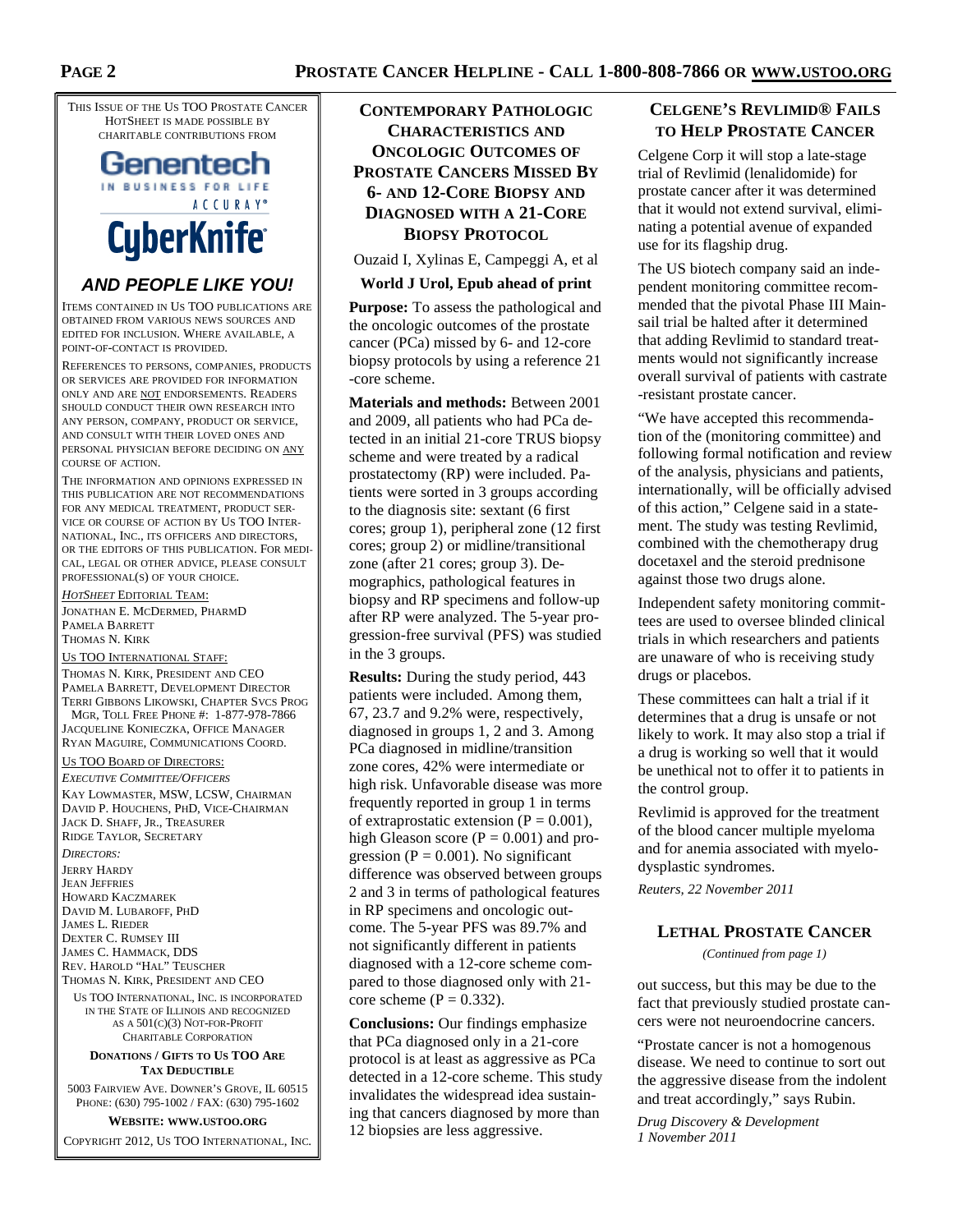THIS ISSUE OF THE US TOO PROSTATE CANCER HOTSHEET IS MADE POSSIBLE BY CHARITABLE CONTRIBUTIONS FROM

Genentech
IN BUSINESS FOR LIFE

ACCURAY®
CyberKnife®

***AND PEOPLE LIKE YOU!***

ITEMS CONTAINED IN US TOO PUBLICATIONS ARE OBTAINED FROM VARIOUS NEWS SOURCES AND EDITED FOR INCLUSION. WHERE AVAILABLE, A POINT-OF-CONTACT IS PROVIDED.

REFERENCES TO PERSONS, COMPANIES, PRODUCTS OR SERVICES ARE PROVIDED FOR INFORMATION ONLY AND ARE NOT ENDORSEMENTS. READERS SHOULD CONDUCT THEIR OWN RESEARCH INTO ANY PERSON, COMPANY, PRODUCT OR SERVICE, AND CONSULT WITH THEIR LOVED ONES AND PERSONAL PHYSICIAN BEFORE DECIDING ON ANY COURSE OF ACTION.

THE INFORMATION AND OPINIONS EXPRESSED IN THIS PUBLICATION ARE NOT RECOMMENDATIONS FOR ANY MEDICAL TREATMENT, PRODUCT SERVICE OR COURSE OF ACTION BY US TOO INTERNATIONAL, INC., ITS OFFICERS AND DIRECTORS, OR THE EDITORS OF THIS PUBLICATION. FOR MEDICAL, LEGAL OR OTHER ADVICE, PLEASE CONSULT PROFESSIONAL(S) OF YOUR CHOICE.

*HOTSHEET* EDITORIAL TEAM:
JONATHAN E. MCDERMED, PHARMD
PAMELA BARRETT
THOMAS N. KIRK

US TOO INTERNATIONAL STAFF:
THOMAS N. KIRK, PRESIDENT AND CEO
PAMELA BARRETT, DEVELOPMENT DIRECTOR
TERRI GIBBONS LIKOWSKI, CHAPTER SVCS PROG MGR, TOLL FREE PHONE #: 1-877-978-7866
JACQUELINE KONIECZKA, OFFICE MANAGER
RYAN MAGUIRE, COMMUNICATIONS COORD.

US TOO BOARD OF DIRECTORS:
*EXECUTIVE COMMITTEE/OFFICERS*
KAY LOWMASTER, MSW, LCSW, CHAIRMAN
DAVID P. HOUCHENS, PHD, VICE-CHAIRMAN
JACK D. SHAFF, JR., TREASURER
RIDGE TAYLOR, SECRETARY

*DIRECTORS:*
JERRY HARDY
JEAN JEFFRIES
HOWARD KACZMAREK
DAVID M. LUBAROFF, PHD
JAMES L. RIEDER
DEXTER C. RUMSEY III
JAMES C. HAMMACK, DDS
REV. HAROLD "HAL" TEUSCHER
THOMAS N. KIRK, PRESIDENT AND CEO

US TOO INTERNATIONAL, INC. IS INCORPORATED IN THE STATE OF ILLINOIS AND RECOGNIZED AS A 501(C)(3) NOT-FOR-PROFIT CHARITABLE CORPORATION

**DONATIONS / GIFTS TO US TOO ARE TAX DEDUCTIBLE**

5003 FAIRVIEW AVE. DOWNER'S GROVE, IL 60515
PHONE: (630) 795-1002 / FAX: (630) 795-1602

**WEBSITE: WWW.USTOO.ORG**

COPYRIGHT 2012, US TOO INTERNATIONAL, INC.

## CONTEMPORARY PATHOLOGIC CHARACTERISTICS AND ONCOLOGIC OUTCOMES OF PROSTATE CANCERS MISSED BY 6- AND 12-CORE BIOPSY AND DIAGNOSED WITH A 21-CORE BIOPSY PROTOCOL

Ouzaid I, Xylinas E, Campeggi A, et al

**World J Urol, Epub ahead of print**

**Purpose:** To assess the pathological and the oncologic outcomes of the prostate cancer (PCa) missed by 6- and 12-core biopsy protocols by using a reference 21-core scheme.

**Materials and methods:** Between 2001 and 2009, all patients who had PCa detected in an initial 21-core TRUS biopsy scheme and were treated by a radical prostatectomy (RP) were included. Patients were sorted in 3 groups according to the diagnosis site: sextant (6 first cores; group 1), peripheral zone (12 first cores; group 2) or midline/transitional zone (after 21 cores; group 3). Demographics, pathological features in biopsy and RP specimens and follow-up after RP were analyzed. The 5-year progression-free survival (PFS) was studied in the 3 groups.

**Results:** During the study period, 443 patients were included. Among them, 67, 23.7 and 9.2% were, respectively, diagnosed in groups 1, 2 and 3. Among PCa diagnosed in midline/transition zone cores, 42% were intermediate or high risk. Unfavorable disease was more frequently reported in group 1 in terms of extraprostatic extension ($P = 0.001$), high Gleason score ($P = 0.001$) and progression ($P = 0.001$). No significant difference was observed between groups 2 and 3 in terms of pathological features in RP specimens and oncologic outcome. The 5-year PFS was 89.7% and not significantly different in patients diagnosed with a 12-core scheme compared to those diagnosed only with 21-core scheme ($P = 0.332$).

**Conclusions:** Our findings emphasize that PCa diagnosed only in a 21-core protocol is at least as aggressive as PCa detected in a 12-core scheme. This study invalidates the widespread idea sustaining that cancers diagnosed by more than 12 biopsies are less aggressive.

## CELGENE'S REVLIMID® FAILS TO HELP PROSTATE CANCER

Celgene Corp it will stop a late-stage trial of Revlimid (lenalidomide) for prostate cancer after it was determined that it would not extend survival, eliminating a potential avenue of expanded use for its flagship drug.

The US biotech company said an independent monitoring committee recommended that the pivotal Phase III Mainsail trial be halted after it determined that adding Revlimid to standard treatments would not significantly increase overall survival of patients with castrate-resistant prostate cancer.

"We have accepted this recommendation of the (monitoring committee) and following formal notification and review of the analysis, physicians and patients, internationally, will be officially advised of this action," Celgene said in a statement. The study was testing Revlimid, combined with the chemotherapy drug docetaxel and the steroid prednisone against those two drugs alone.

Independent safety monitoring committees are used to oversee blinded clinical trials in which researchers and patients are unaware of who is receiving study drugs or placebos.

These committees can halt a trial if it determines that a drug is unsafe or not likely to work. It may also stop a trial if a drug is working so well that it would be unethical not to offer it to patients in the control group.

Revlimid is approved for the treatment of the blood cancer multiple myeloma and for anemia associated with myelodysplastic syndromes.

*Reuters, 22 November 2011*

## LETHAL PROSTATE CANCER

*(Continued from page 1)*

out success, but this may be due to the fact that previously studied prostate cancers were not neuroendocrine cancers.

"Prostate cancer is not a homogenous disease. We need to continue to sort out the aggressive disease from the indolent and treat accordingly," says Rubin.

*Drug Discovery & Development*
*1 November 2011*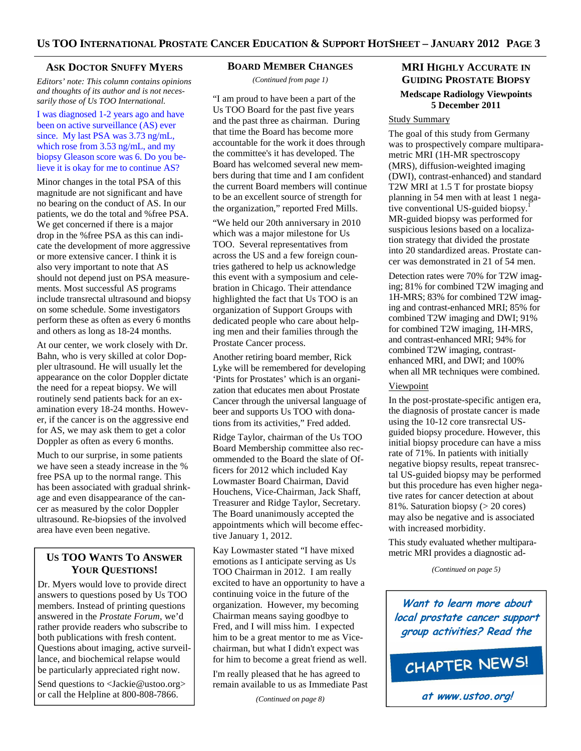## Ask Doctor Snuffy Myers

*Editors' note: This column contains opinions and thoughts of its author and is not necessarily those of Us TOO International.*

I was diagnosed 1-2 years ago and have been on active surveillance (AS) ever since. My last PSA was 3.73 ng/mL, which rose from 3.53 ng/mL, and my biopsy Gleason score was 6. Do you believe it is okay for me to continue AS?

Minor changes in the total PSA of this magnitude are not significant and have no bearing on the conduct of AS. In our patients, we do the total and %free PSA. We get concerned if there is a major drop in the %free PSA as this can indicate the development of more aggressive or more extensive cancer. I think it is also very important to note that AS should not depend just on PSA measurements. Most successful AS programs include transrectal ultrasound and biopsy on some schedule. Some investigators perform these as often as every 6 months and others as long as 18-24 months.

At our center, we work closely with Dr. Bahn, who is very skilled at color Doppler ultrasound. He will usually let the appearance on the color Doppler dictate the need for a repeat biopsy. We will routinely send patients back for an examination every 18-24 months. However, if the cancer is on the aggressive end for AS, we may ask them to get a color Doppler as often as every 6 months.

Much to our surprise, in some patients we have seen a steady increase in the % free PSA up to the normal range. This has been associated with gradual shrinkage and even disappearance of the cancer as measured by the color Doppler ultrasound. Re-biopsies of the involved area have even been negative.

### Us TOO Wants To Answer Your Questions!

Dr. Myers would love to provide direct answers to questions posed by Us TOO members. Instead of printing questions answered in the *Prostate Forum*, we'd rather provide readers who subscribe to both publications with fresh content. Questions about imaging, active surveillance, and biochemical relapse would be particularly appreciated right now.

Send questions to <Jackie@ustoo.org> or call the Helpline at 800-808-7866.

## Board Member Changes

*(Continued from page 1)*

"I am proud to have been a part of the Us TOO Board for the past five years and the past three as chairman. During that time the Board has become more accountable for the work it does through the committee's it has developed. The Board has welcomed several new members during that time and I am confident the current Board members will continue to be an excellent source of strength for the organization," reported Fred Mills.

"We held our 20th anniversary in 2010 which was a major milestone for Us TOO. Several representatives from across the US and a few foreign countries gathered to help us acknowledge this event with a symposium and celebration in Chicago. Their attendance highlighted the fact that Us TOO is an organization of Support Groups with dedicated people who care about helping men and their families through the Prostate Cancer process.

Another retiring board member, Rick Lyke will be remembered for developing 'Pints for Prostates' which is an organization that educates men about Prostate Cancer through the universal language of beer and supports Us TOO with donations from its activities," Fred added.

Ridge Taylor, chairman of the Us TOO Board Membership committee also recommended to the Board the slate of Officers for 2012 which included Kay Lowmaster Board Chairman, David Houchens, Vice-Chairman, Jack Shaff, Treasurer and Ridge Taylor, Secretary. The Board unanimously accepted the appointments which will become effective January 1, 2012.

Kay Lowmaster stated "I have mixed emotions as I anticipate serving as Us TOO Chairman in 2012. I am really excited to have an opportunity to have a continuing voice in the future of the organization. However, my becoming Chairman means saying goodbye to Fred, and I will miss him. I expected him to be a great mentor to me as Vice-chairman, but what I didn't expect was for him to become a great friend as well.

I'm really pleased that he has agreed to remain available to us as Immediate Past

*(Continued on page 8)*

## MRI Highly Accurate in Guiding Prostate Biopsy

**Medscape Radiology Viewpoints**
**5 December 2011**

Study Summary

The goal of this study from Germany was to prospectively compare multiparametric MRI (1H-MR spectroscopy (MRS), diffusion-weighted imaging (DWI), contrast-enhanced) and standard T2W MRI at 1.5 T for prostate biopsy planning in 54 men with at least 1 negative conventional US-guided biopsy.[1] MR-guided biopsy was performed for suspicious lesions based on a localization strategy that divided the prostate into 20 standardized areas. Prostate cancer was demonstrated in 21 of 54 men.

Detection rates were 70% for T2W imaging; 81% for combined T2W imaging and 1H-MRS; 83% for combined T2W imaging and contrast-enhanced MRI; 85% for combined T2W imaging and DWI; 91% for combined T2W imaging, 1H-MRS, and contrast-enhanced MRI; 94% for combined T2W imaging, contrast-enhanced MRI, and DWI; and 100% when all MR techniques were combined.

Viewpoint

In the post-prostate-specific antigen era, the diagnosis of prostate cancer is made using the 10-12 core transrectal US-guided biopsy procedure. However, this initial biopsy procedure can have a miss rate of 71%. In patients with initially negative biopsy results, repeat transrectal US-guided biopsy may be performed but this procedure has even higher negative rates for cancer detection at about 81%. Saturation biopsy (> 20 cores) may also be negative and is associated with increased morbidity.

This study evaluated whether multiparametric MRI provides a diagnostic ad-

*(Continued on page 5)*

*Want to learn more about local prostate cancer support group activities? Read the*

**CHAPTER NEWS!**

*at www.ustoo.org!*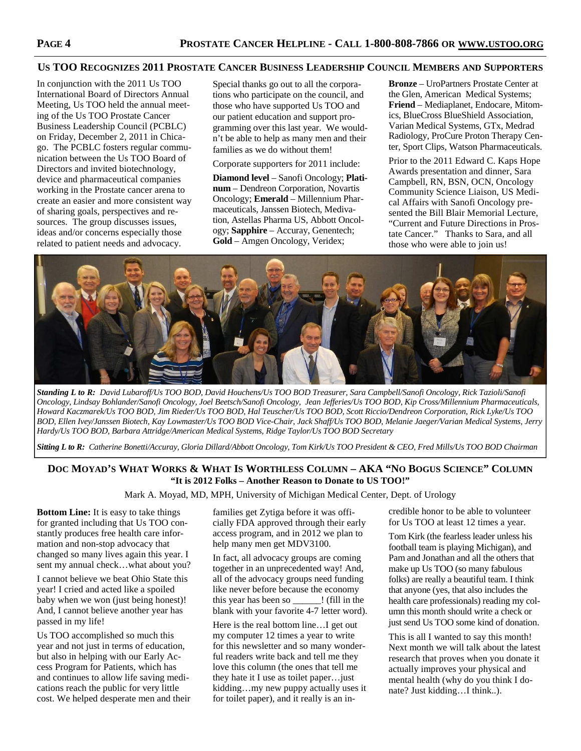## Us TOO Recognizes 2011 Prostate Cancer Business Leadership Council Members and Supporters

In conjunction with the 2011 Us TOO International Board of Directors Annual Meeting, Us TOO held the annual meeting of the Us TOO Prostate Cancer Business Leadership Council (PCBLC) on Friday, December 2, 2011 in Chicago. The PCBLC fosters regular communication between the Us TOO Board of Directors and invited biotechnology, device and pharmaceutical companies working in the Prostate cancer arena to create an easier and more consistent way of sharing goals, perspectives and resources. The group discusses issues, ideas and/or concerns especially those related to patient needs and advocacy.

Special thanks go out to all the corporations who participate on the council, and those who have supported Us TOO and our patient education and support programming over this last year. We wouldn't be able to help as many men and their families as we do without them!

Corporate supporters for 2011 include:

**Diamond level** – Sanofi Oncology; **Platinum** – Dendreon Corporation, Novartis Oncology; **Emerald** – Millennium Pharmaceuticals, Janssen Biotech, Medivation, Astellas Pharma US, Abbott Oncology; **Sapphire** – Accuray, Genentech; **Gold** – Amgen Oncology, Veridex; **Bronze** – UroPartners Prostate Center at the Glen, American Medical Systems; **Friend** – Mediaplanet, Endocare, Mitomics, BlueCross BlueShield Association, Varian Medical Systems, GTx, Medrad Radiology, ProCure Proton Therapy Center, Sport Clips, Watson Pharmaceuticals.

Prior to the 2011 Edward C. Kaps Hope Awards presentation and dinner, Sara Campbell, RN, BSN, OCN, Oncology Community Science Liaison, US Medical Affairs with Sanofi Oncology presented the Bill Blair Memorial Lecture, "Current and Future Directions in Prostate Cancer." Thanks to Sara, and all those who were able to join us!

***Standing L to R:*** *David Lubaroff/Us TOO BOD, David Houchens/Us TOO BOD Treasurer, Sara Campbell/Sanofi Oncology, Rick Tazioli/Sanofi Oncology, Lindsay Bohlander/Sanofi Oncology, Joel Beetsch/Sanofi Oncology, Jean Jefferies/Us TOO BOD, Kip Cross/Millennium Pharmaceuticals, Howard Kaczmarek/Us TOO BOD, Jim Rieder/Us TOO BOD, Hal Teuscher/Us TOO BOD, Scott Riccio/Dendreon Corporation, Rick Lyke/Us TOO BOD, Ellen Ivey/Janssen Biotech, Kay Lowmaster/Us TOO BOD Vice-Chair, Jack Shaff/Us TOO BOD, Melanie Jaeger/Varian Medical Systems, Jerry Hardy/Us TOO BOD, Barbara Attridge/American Medical Systems, Ridge Taylor/Us TOO BOD Secretary*

***Sitting L to R:*** *Catherine Bonetti/Accuray, Gloria Dillard/Abbott Oncology, Tom Kirk/Us TOO President & CEO, Fred Mills/Us TOO BOD Chairman*

## Doc Moyad's What Works & What Is Worthless Column – AKA "No Bogus Science" Column

**"It is 2012 Folks – Another Reason to Donate to US TOO!"**

Mark A. Moyad, MD, MPH, University of Michigan Medical Center, Dept. of Urology

**Bottom Line:** It is easy to take things for granted including that Us TOO constantly produces free health care information and non-stop advocacy that changed so many lives again this year. I sent my annual check…what about you?

I cannot believe we beat Ohio State this year! I cried and acted like a spoiled baby when we won (just being honest)! And, I cannot believe another year has passed in my life!

Us TOO accomplished so much this year and not just in terms of education, but also in helping with our Early Access Program for Patients, which has and continues to allow life saving medications reach the public for very little cost. We helped desperate men and their families get Zytiga before it was officially FDA approved through their early access program, and in 2012 we plan to help many men get MDV3100.

In fact, all advocacy groups are coming together in an unprecedented way! And, all of the advocacy groups need funding like never before because the economy this year has been so ______! (fill in the blank with your favorite 4-7 letter word).

Here is the real bottom line…I get out my computer 12 times a year to write for this newsletter and so many wonderful readers write back and tell me they love this column (the ones that tell me they hate it I use as toilet paper…just kidding…my new puppy actually uses it for toilet paper), and it really is an incredible honor to be able to volunteer for Us TOO at least 12 times a year.

Tom Kirk (the fearless leader unless his football team is playing Michigan), and Pam and Jonathan and all the others that make up Us TOO (so many fabulous folks) are really a beautiful team. I think that anyone (yes, that also includes the health care professionals) reading my column this month should write a check or just send Us TOO some kind of donation.

This is all I wanted to say this month! Next month we will talk about the latest research that proves when you donate it actually improves your physical and mental health (why do you think I donate? Just kidding…I think..).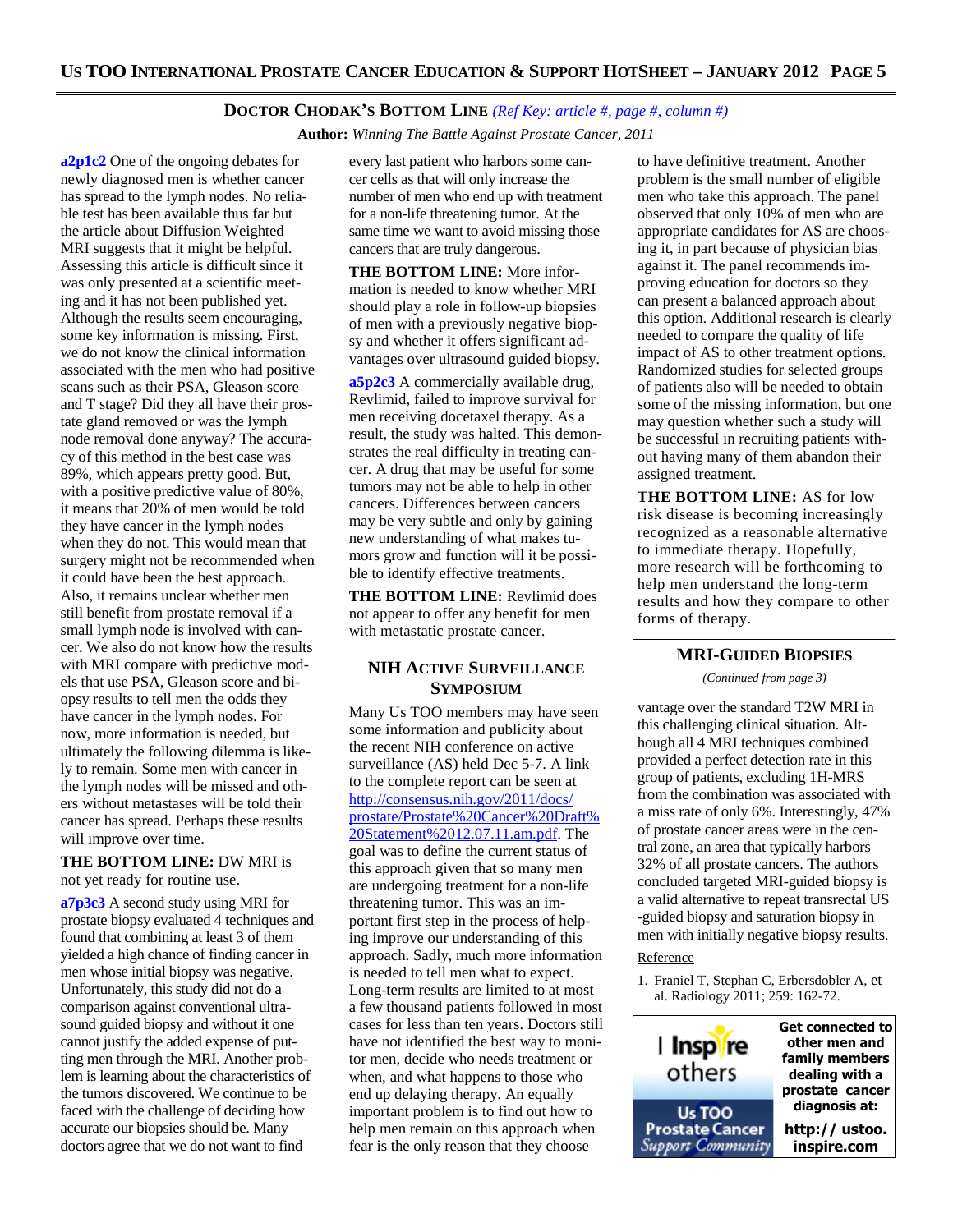## DOCTOR CHODAK'S BOTTOM LINE *(Ref Key: article #, page #, column #)*

**Author:** *Winning The Battle Against Prostate Cancer, 2011*

**a2p1c2** One of the ongoing debates for newly diagnosed men is whether cancer has spread to the lymph nodes. No reliable test has been available thus far but the article about Diffusion Weighted MRI suggests that it might be helpful. Assessing this article is difficult since it was only presented at a scientific meeting and it has not been published yet. Although the results seem encouraging, some key information is missing. First, we do not know the clinical information associated with the men who had positive scans such as their PSA, Gleason score and T stage? Did they all have their prostate gland removed or was the lymph node removal done anyway? The accuracy of this method in the best case was 89%, which appears pretty good. But, with a positive predictive value of 80%, it means that 20% of men would be told they have cancer in the lymph nodes when they do not. This would mean that surgery might not be recommended when it could have been the best approach. Also, it remains unclear whether men still benefit from prostate removal if a small lymph node is involved with cancer. We also do not know how the results with MRI compare with predictive models that use PSA, Gleason score and biopsy results to tell men the odds they have cancer in the lymph nodes. For now, more information is needed, but ultimately the following dilemma is likely to remain. Some men with cancer in the lymph nodes will be missed and others without metastases will be told their cancer has spread. Perhaps these results will improve over time.

**THE BOTTOM LINE:** DW MRI is not yet ready for routine use.

**a7p3c3** A second study using MRI for prostate biopsy evaluated 4 techniques and found that combining at least 3 of them yielded a high chance of finding cancer in men whose initial biopsy was negative. Unfortunately, this study did not do a comparison against conventional ultrasound guided biopsy and without it one cannot justify the added expense of putting men through the MRI. Another problem is learning about the characteristics of the tumors discovered. We continue to be faced with the challenge of deciding how accurate our biopsies should be. Many doctors agree that we do not want to find every last patient who harbors some cancer cells as that will only increase the number of men who end up with treatment for a non-life threatening tumor. At the same time we want to avoid missing those cancers that are truly dangerous.

**THE BOTTOM LINE:** More information is needed to know whether MRI should play a role in follow-up biopsies of men with a previously negative biopsy and whether it offers significant advantages over ultrasound guided biopsy.

**a5p2c3** A commercially available drug, Revlimid, failed to improve survival for men receiving docetaxel therapy. As a result, the study was halted. This demonstrates the real difficulty in treating cancer. A drug that may be useful for some tumors may not be able to help in other cancers. Differences between cancers may be very subtle and only by gaining new understanding of what makes tumors grow and function will it be possible to identify effective treatments.

**THE BOTTOM LINE:** Revlimid does not appear to offer any benefit for men with metastatic prostate cancer.

### NIH ACTIVE SURVEILLANCE SYMPOSIUM

Many Us TOO members may have seen some information and publicity about the recent NIH conference on active surveillance (AS) held Dec 5-7. A link to the complete report can be seen at http://consensus.nih.gov/2011/docs/prostate/Prostate%20Cancer%20Draft%20Statement%2012.07.11.am.pdf. The goal was to define the current status of this approach given that so many men are undergoing treatment for a non-life threatening tumor. This was an important first step in the process of helping improve our understanding of this approach. Sadly, much more information is needed to tell men what to expect. Long-term results are limited to at most a few thousand patients followed in most cases for less than ten years. Doctors still have not identified the best way to monitor men, decide who needs treatment or when, and what happens to those who end up delaying therapy. An equally important problem is to find out how to help men remain on this approach when fear is the only reason that they choose to have definitive treatment. Another problem is the small number of eligible men who take this approach. The panel observed that only 10% of men who are appropriate candidates for AS are choosing it, in part because of physician bias against it. The panel recommends improving education for doctors so they can present a balanced approach about this option. Additional research is clearly needed to compare the quality of life impact of AS to other treatment options. Randomized studies for selected groups of patients also will be needed to obtain some of the missing information, but one may question whether such a study will be successful in recruiting patients without having many of them abandon their assigned treatment.

**THE BOTTOM LINE:** AS for low risk disease is becoming increasingly recognized as a reasonable alternative to immediate therapy. Hopefully, more research will be forthcoming to help men understand the long-term results and how they compare to other forms of therapy.

### MRI-GUIDED BIOPSIES

*(Continued from page 3)*

vantage over the standard T2W MRI in this challenging clinical situation. Although all 4 MRI techniques combined provided a perfect detection rate in this group of patients, excluding 1H-MRS from the combination was associated with a miss rate of only 6%. Interestingly, 47% of prostate cancer areas were in the central zone, an area that typically harbors 32% of all prostate cancers. The authors concluded targeted MRI-guided biopsy is a valid alternative to repeat transrectal US -guided biopsy and saturation biopsy in men with initially negative biopsy results.

Reference

1. Franiel T, Stephan C, Erbersdobler A, et al. Radiology 2011; 259: 162-72.

I Inspire others

Us TOO Prostate Cancer Support Community

Get connected to other men and family members dealing with a prostate cancer diagnosis at:

http:// ustoo.inspire.com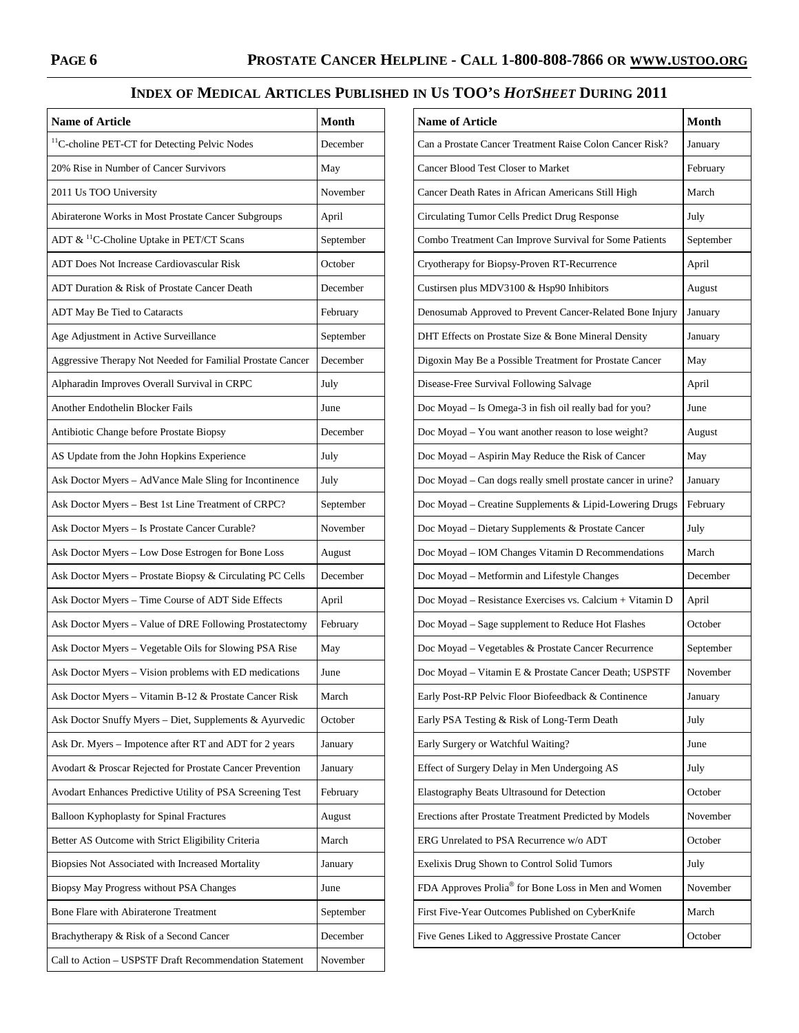## INDEX OF MEDICAL ARTICLES PUBLISHED IN US TOO'S *HOTSHEET* DURING 2011

| Name of Article | Month |
|---|---|
| $^{11}$C-choline PET-CT for Detecting Pelvic Nodes | December |
| 20% Rise in Number of Cancer Survivors | May |
| 2011 Us TOO University | November |
| Abiraterone Works in Most Prostate Cancer Subgroups | April |
| ADT & $^{11}$C-Choline Uptake in PET/CT Scans | September |
| ADT Does Not Increase Cardiovascular Risk | October |
| ADT Duration & Risk of Prostate Cancer Death | December |
| ADT May Be Tied to Cataracts | February |
| Age Adjustment in Active Surveillance | September |
| Aggressive Therapy Not Needed for Familial Prostate Cancer | December |
| Alpharadin Improves Overall Survival in CRPC | July |
| Another Endothelin Blocker Fails | June |
| Antibiotic Change before Prostate Biopsy | December |
| AS Update from the John Hopkins Experience | July |
| Ask Doctor Myers – AdVance Male Sling for Incontinence | July |
| Ask Doctor Myers – Best 1st Line Treatment of CRPC? | September |
| Ask Doctor Myers – Is Prostate Cancer Curable? | November |
| Ask Doctor Myers – Low Dose Estrogen for Bone Loss | August |
| Ask Doctor Myers – Prostate Biopsy & Circulating PC Cells | December |
| Ask Doctor Myers – Time Course of ADT Side Effects | April |
| Ask Doctor Myers – Value of DRE Following Prostatectomy | February |
| Ask Doctor Myers – Vegetable Oils for Slowing PSA Rise | May |
| Ask Doctor Myers – Vision problems with ED medications | June |
| Ask Doctor Myers – Vitamin B-12 & Prostate Cancer Risk | March |
| Ask Doctor Snuffy Myers – Diet, Supplements & Ayurvedic | October |
| Ask Dr. Myers – Impotence after RT and ADT for 2 years | January |
| Avodart & Proscar Rejected for Prostate Cancer Prevention | January |
| Avodart Enhances Predictive Utility of PSA Screening Test | February |
| Balloon Kyphoplasty for Spinal Fractures | August |
| Better AS Outcome with Strict Eligibility Criteria | March |
| Biopsies Not Associated with Increased Mortality | January |
| Biopsy May Progress without PSA Changes | June |
| Bone Flare with Abiraterone Treatment | September |
| Brachytherapy & Risk of a Second Cancer | December |
| Call to Action – USPSTF Draft Recommendation Statement | November |

| Name of Article | Month |
|---|---|
| Can a Prostate Cancer Treatment Raise Colon Cancer Risk? | January |
| Cancer Blood Test Closer to Market | February |
| Cancer Death Rates in African Americans Still High | March |
| Circulating Tumor Cells Predict Drug Response | July |
| Combo Treatment Can Improve Survival for Some Patients | September |
| Cryotherapy for Biopsy-Proven RT-Recurrence | April |
| Custirsen plus MDV3100 & Hsp90 Inhibitors | August |
| Denosumab Approved to Prevent Cancer-Related Bone Injury | January |
| DHT Effects on Prostate Size & Bone Mineral Density | January |
| Digoxin May Be a Possible Treatment for Prostate Cancer | May |
| Disease-Free Survival Following Salvage | April |
| Doc Moyad – Is Omega-3 in fish oil really bad for you? | June |
| Doc Moyad – You want another reason to lose weight? | August |
| Doc Moyad – Aspirin May Reduce the Risk of Cancer | May |
| Doc Moyad – Can dogs really smell prostate cancer in urine? | January |
| Doc Moyad – Creatine Supplements & Lipid-Lowering Drugs | February |
| Doc Moyad – Dietary Supplements & Prostate Cancer | July |
| Doc Moyad – IOM Changes Vitamin D Recommendations | March |
| Doc Moyad – Metformin and Lifestyle Changes | December |
| Doc Moyad – Resistance Exercises vs. Calcium + Vitamin D | April |
| Doc Moyad – Sage supplement to Reduce Hot Flashes | October |
| Doc Moyad – Vegetables & Prostate Cancer Recurrence | September |
| Doc Moyad – Vitamin E & Prostate Cancer Death; USPSTF | November |
| Early Post-RP Pelvic Floor Biofeedback & Continence | January |
| Early PSA Testing & Risk of Long-Term Death | July |
| Early Surgery or Watchful Waiting? | June |
| Effect of Surgery Delay in Men Undergoing AS | July |
| Elastography Beats Ultrasound for Detection | October |
| Erections after Prostate Treatment Predicted by Models | November |
| ERG Unrelated to PSA Recurrence w/o ADT | October |
| Exelixis Drug Shown to Control Solid Tumors | July |
| FDA Approves Prolia® for Bone Loss in Men and Women | November |
| First Five-Year Outcomes Published on CyberKnife | March |
| Five Genes Liked to Aggressive Prostate Cancer | October |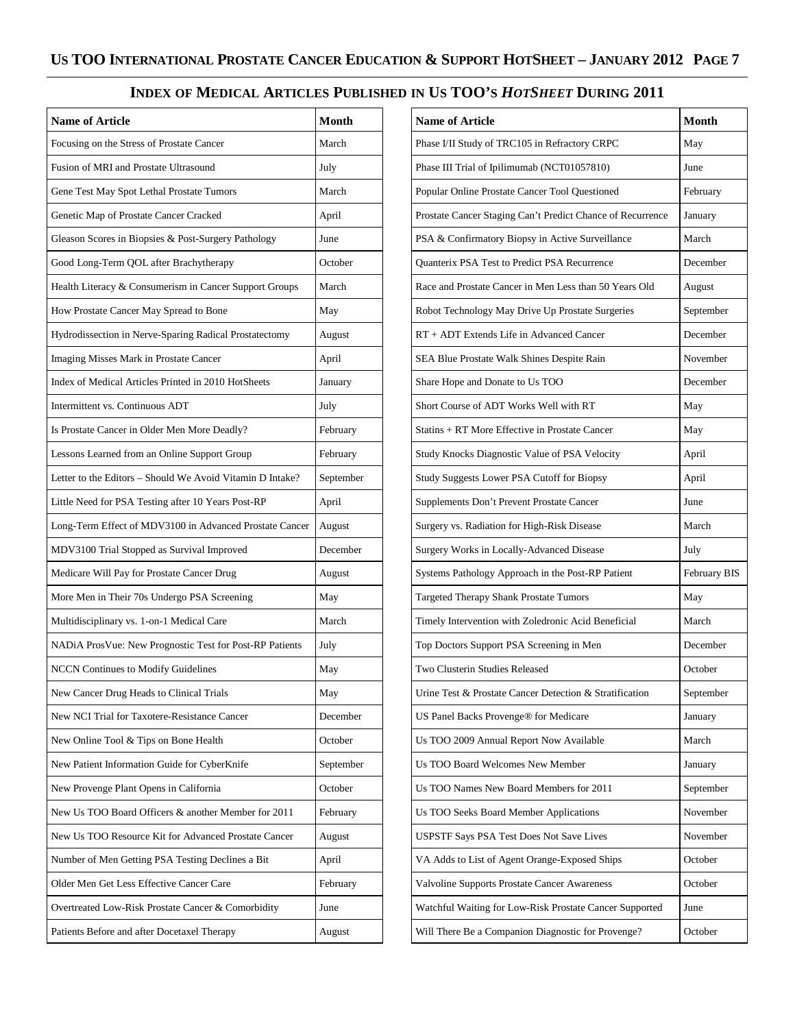## INDEX OF MEDICAL ARTICLES PUBLISHED IN US TOO'S *HOTSHEET* DURING 2011

| Name of Article | Month |
|---|---|
| Focusing on the Stress of Prostate Cancer | March |
| Fusion of MRI and Prostate Ultrasound | July |
| Gene Test May Spot Lethal Prostate Tumors | March |
| Genetic Map of Prostate Cancer Cracked | April |
| Gleason Scores in Biopsies & Post-Surgery Pathology | June |
| Good Long-Term QOL after Brachytherapy | October |
| Health Literacy & Consumerism in Cancer Support Groups | March |
| How Prostate Cancer May Spread to Bone | May |
| Hydrodissection in Nerve-Sparing Radical Prostatectomy | August |
| Imaging Misses Mark in Prostate Cancer | April |
| Index of Medical Articles Printed in 2010 HotSheets | January |
| Intermittent vs. Continuous ADT | July |
| Is Prostate Cancer in Older Men More Deadly? | February |
| Lessons Learned from an Online Support Group | February |
| Letter to the Editors – Should We Avoid Vitamin D Intake? | September |
| Little Need for PSA Testing after 10 Years Post-RP | April |
| Long-Term Effect of MDV3100 in Advanced Prostate Cancer | August |
| MDV3100 Trial Stopped as Survival Improved | December |
| Medicare Will Pay for Prostate Cancer Drug | August |
| More Men in Their 70s Undergo PSA Screening | May |
| Multidisciplinary vs. 1-on-1 Medical Care | March |
| NADiA ProsVue: New Prognostic Test for Post-RP Patients | July |
| NCCN Continues to Modify Guidelines | May |
| New Cancer Drug Heads to Clinical Trials | May |
| New NCI Trial for Taxotere-Resistance Cancer | December |
| New Online Tool & Tips on Bone Health | October |
| New Patient Information Guide for CyberKnife | September |
| New Provenge Plant Opens in California | October |
| New Us TOO Board Officers & another Member for 2011 | February |
| New Us TOO Resource Kit for Advanced Prostate Cancer | August |
| Number of Men Getting PSA Testing Declines a Bit | April |
| Older Men Get Less Effective Cancer Care | February |
| Overtreated Low-Risk Prostate Cancer & Comorbidity | June |
| Patients Before and after Docetaxel Therapy | August |
| Phase I/II Study of TRC105 in Refractory CRPC | May |
| Phase III Trial of Ipilimumab (NCT01057810) | June |
| Popular Online Prostate Cancer Tool Questioned | February |
| Prostate Cancer Staging Can't Predict Chance of Recurrence | January |
| PSA & Confirmatory Biopsy in Active Surveillance | March |
| Quanterix PSA Test to Predict PSA Recurrence | December |
| Race and Prostate Cancer in Men Less than 50 Years Old | August |
| Robot Technology May Drive Up Prostate Surgeries | September |
| RT + ADT Extends Life in Advanced Cancer | December |
| SEA Blue Prostate Walk Shines Despite Rain | November |
| Share Hope and Donate to Us TOO | December |
| Short Course of ADT Works Well with RT | May |
| Statins + RT More Effective in Prostate Cancer | May |
| Study Knocks Diagnostic Value of PSA Velocity | April |
| Study Suggests Lower PSA Cutoff for Biopsy | April |
| Supplements Don't Prevent Prostate Cancer | June |
| Surgery vs. Radiation for High-Risk Disease | March |
| Surgery Works in Locally-Advanced Disease | July |
| Systems Pathology Approach in the Post-RP Patient | February BIS |
| Targeted Therapy Shank Prostate Tumors | May |
| Timely Intervention with Zoledronic Acid Beneficial | March |
| Top Doctors Support PSA Screening in Men | December |
| Two Clusterin Studies Released | October |
| Urine Test & Prostate Cancer Detection & Stratification | September |
| US Panel Backs Provenge® for Medicare | January |
| Us TOO 2009 Annual Report Now Available | March |
| Us TOO Board Welcomes New Member | January |
| Us TOO Names New Board Members for 2011 | September |
| Us TOO Seeks Board Member Applications | November |
| USPSTF Says PSA Test Does Not Save Lives | November |
| VA Adds to List of Agent Orange-Exposed Ships | October |
| Valvoline Supports Prostate Cancer Awareness | October |
| Watchful Waiting for Low-Risk Prostate Cancer Supported | June |
| Will There Be a Companion Diagnostic for Provenge? | October |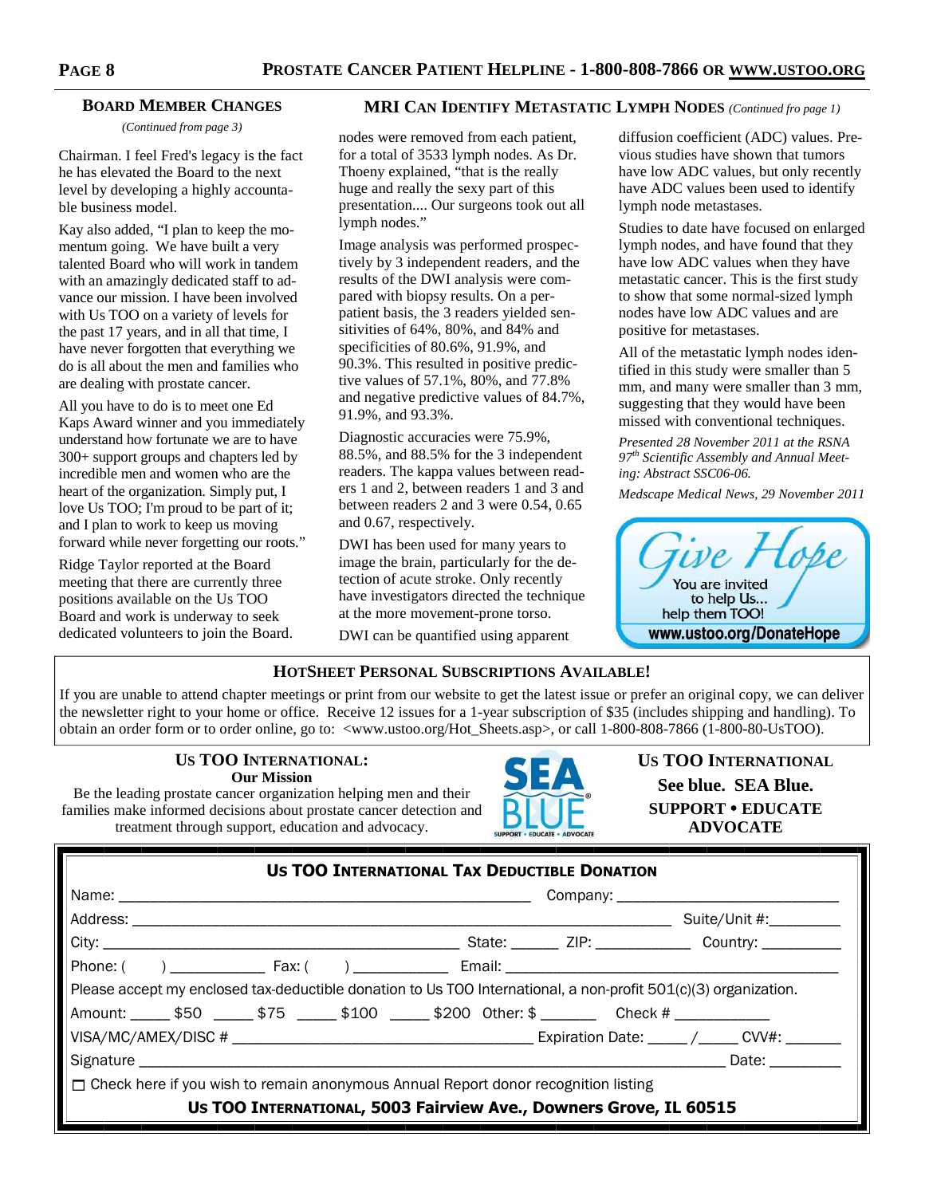## Board Member Changes

*(Continued from page 3)*

Chairman. I feel Fred's legacy is the fact he has elevated the Board to the next level by developing a highly accountable business model.

Kay also added, "I plan to keep the momentum going. We have built a very talented Board who will work in tandem with an amazingly dedicated staff to advance our mission. I have been involved with Us TOO on a variety of levels for the past 17 years, and in all that time, I have never forgotten that everything we do is all about the men and families who are dealing with prostate cancer.

All you have to do is to meet one Ed Kaps Award winner and you immediately understand how fortunate we are to have 300+ support groups and chapters led by incredible men and women who are the heart of the organization. Simply put, I love Us TOO; I'm proud to be part of it; and I plan to work to keep us moving forward while never forgetting our roots."

Ridge Taylor reported at the Board meeting that there are currently three positions available on the Us TOO Board and work is underway to seek dedicated volunteers to join the Board.

## MRI Can Identify Metastatic Lymph Nodes *(Continued fro page 1)*

nodes were removed from each patient, for a total of 3533 lymph nodes. As Dr. Thoeny explained, "that is the really huge and really the sexy part of this presentation.... Our surgeons took out all lymph nodes."

Image analysis was performed prospectively by 3 independent readers, and the results of the DWI analysis were compared with biopsy results. On a per-patient basis, the 3 readers yielded sensitivities of 64%, 80%, and 84% and specificities of 80.6%, 91.9%, and 90.3%. This resulted in positive predictive values of 57.1%, 80%, and 77.8% and negative predictive values of 84.7%, 91.9%, and 93.3%.

Diagnostic accuracies were 75.9%, 88.5%, and 88.5% for the 3 independent readers. The kappa values between readers 1 and 2, between readers 1 and 3 and between readers 2 and 3 were 0.54, 0.65 and 0.67, respectively.

DWI has been used for many years to image the brain, particularly for the detection of acute stroke. Only recently have investigators directed the technique at the more movement-prone torso.

DWI can be quantified using apparent diffusion coefficient (ADC) values. Previous studies have shown that tumors have low ADC values, but only recently have ADC values been used to identify lymph node metastases.

Studies to date have focused on enlarged lymph nodes, and have found that they have low ADC values when they have metastatic cancer. This is the first study to show that some normal-sized lymph nodes have low ADC values and are positive for metastases.

All of the metastatic lymph nodes identified in this study were smaller than 5 mm, and many were smaller than 3 mm, suggesting that they would have been missed with conventional techniques.

*Presented 28 November 2011 at the RSNA 97th Scientific Assembly and Annual Meeting: Abstract SSC06-06.*

*Medscape Medical News, 29 November 2011*

Give Hope
You are invited to help Us... help them TOO!
www.ustoo.org/DonateHope

## HotSheet Personal Subscriptions Available!

If you are unable to attend chapter meetings or print from our website to get the latest issue or prefer an original copy, we can deliver the newsletter right to your home or office. Receive 12 issues for a 1-year subscription of $35 (includes shipping and handling). To obtain an order form or to order online, go to: <www.ustoo.org/Hot_Sheets.asp>, or call 1-800-808-7866 (1-800-80-UsTOO).

### Us TOO International: Our Mission

Be the leading prostate cancer organization helping men and their families make informed decisions about prostate cancer detection and treatment through support, education and advocacy.

SEA BLUE
SUPPORT • EDUCATE • ADVOCATE

### Us TOO International

**See blue. SEA Blue.**

**SUPPORT • EDUCATE ADVOCATE**

### Us TOO International Tax Deductible Donation

Name: ______________________ Company: ______________________

Address: ______________________ Suite/Unit #: ________

City: ______________________ State: ______ ZIP: ___________ Country: _________

Phone: ( ) ___________ Fax: ( ) ___________ Email: ______________________

Please accept my enclosed tax-deductible donation to Us TOO International, a non-profit 501(c)(3) organization.

Amount: _____ $50 _____ $75 _____ $100 _____ $200 Other: $ _______ Check # ___________

VISA/MC/AMEX/DISC # ______________________ Expiration Date: _____ /_____ CVV#: _______

Signature ______________________ Date: _________

☐ Check here if you wish to remain anonymous Annual Report donor recognition listing

**Us TOO International, 5003 Fairview Ave., Downers Grove, IL 60515**